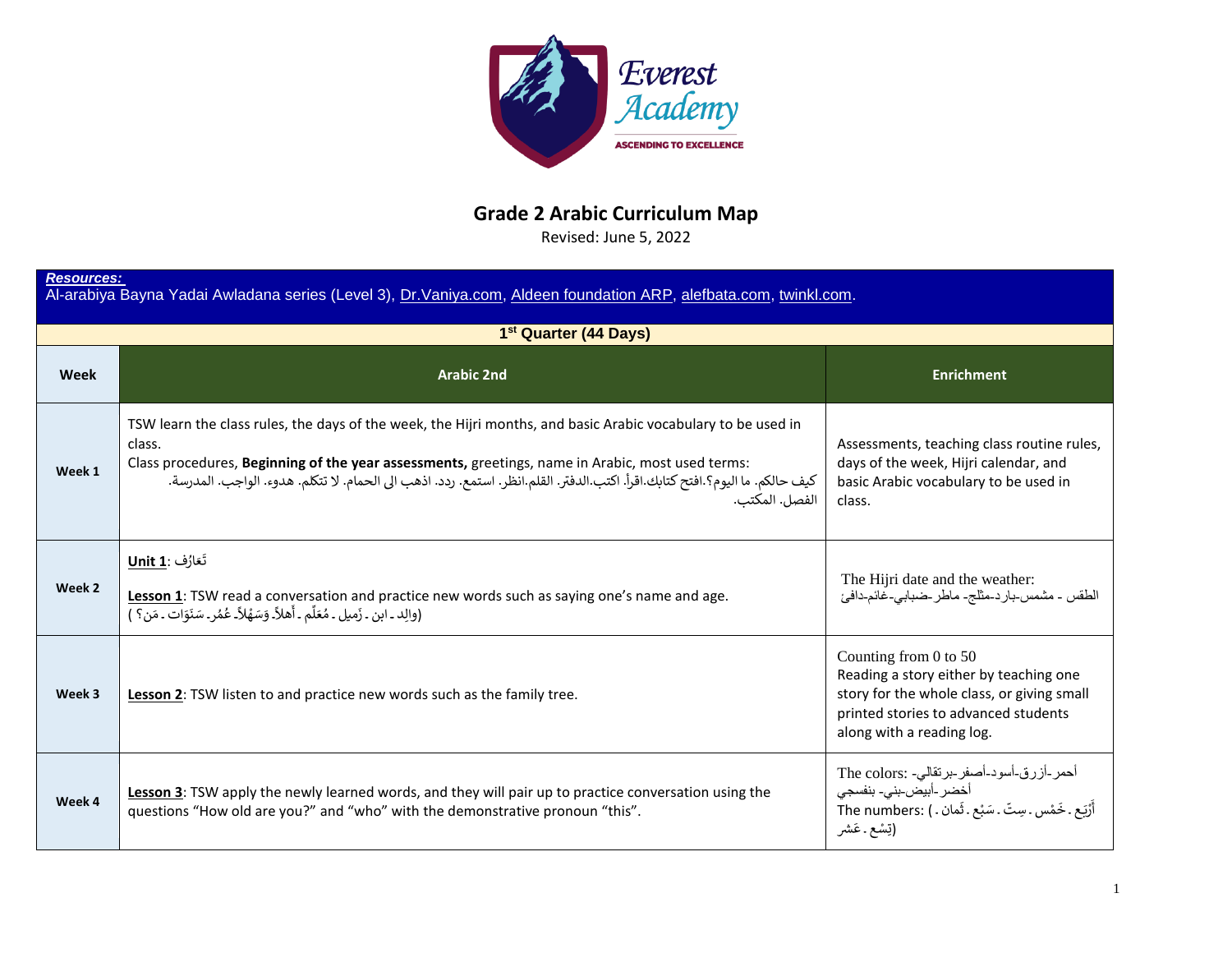# Grade 2 Arabic Curriculum Map

Revised: June 5, 2022

***Resources:***

Al-arabiya Bayna Yadai Awladana series (Level 3), Dr.Vaniya.com, Aldeen foundation ARP, alefbata.com, twinkl.com.

| 1st Quarter (44 Days) | | |
|---|---|---|
| **Week** | **Arabic 2nd** | **Enrichment** |
| **Week 1** | TSW learn the class rules, the days of the week, the Hijri months, and basic Arabic vocabulary to be used in class.<br>Class procedures, **Beginning of the year assessments,** greetings, name in Arabic, most used terms:<br>كيف حالكم. ما اليوم؟.افتح كتابك.اقرأ. اكتب.الدفتر. القلم.انظر. استمع. ردد. اذهب الى الحمام. لا تتكلم. هدوء. الواجب. المدرسة. الفصل. المكتب. | Assessments, teaching class routine rules, days of the week, Hijri calendar, and basic Arabic vocabulary to be used in class. |
| **Week 2** | **Unit 1**: تَعَارُف<br><br>**Lesson 1**: TSW read a conversation and practice new words such as saying one's name and age.<br>(والِد ـ ابن ـ زَميل ـ مُعَلّم ـ أهلاً. وَسَهْلاً. عُمُر. سَنَوات ـ مَن؟ ) | The Hijri date and the weather:<br>الطقس ـ مشمس-بارد-مثلج- ماطر-ضبابي-غائم-دافئ |
| **Week 3** | **Lesson 2**: TSW listen to and practice new words such as the family tree. | Counting from 0 to 50<br>Reading a story either by teaching one story for the whole class, or giving small printed stories to advanced students along with a reading log. |
| **Week 4** | **Lesson 3**: TSW apply the newly learned words, and they will pair up to practice conversation using the questions "How old are you?" and "who" with the demonstrative pronoun "this". | The colors: أحمر-أزرق-أسود-أصفر-برتقالي-أخضر-أبيض-بني- بنفسجي<br>The numbers: ( أَرْبَع ـ خَمْس ـ سِتّ ـ سَبْع ـ ثَمان ـ تِسْع ـ عَشر) |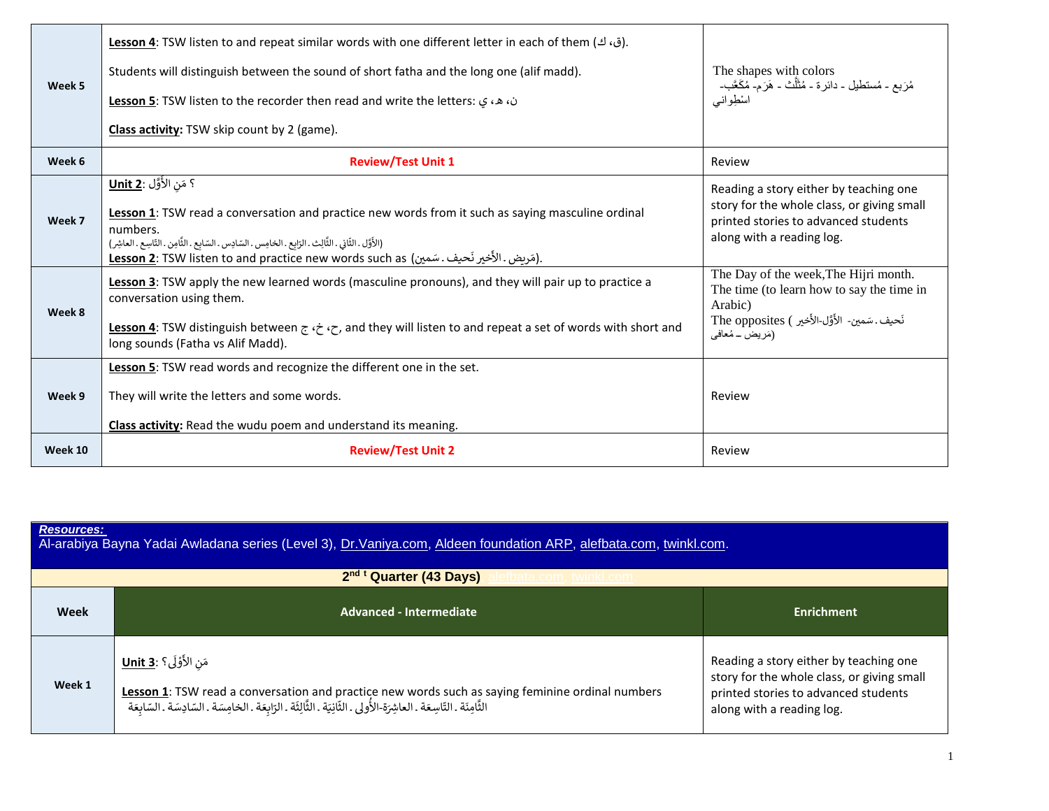| | | |
|---|---|---|
| **Week 5** | **Lesson 4**: TSW listen to and repeat similar words with one different letter in each of them (ك ،ق).<br><br>Students will distinguish between the sound of short fatha and the long one (alif madd).<br><br>**Lesson 5**: TSW listen to the recorder then read and write the letters: ن، هـ، ي<br><br>**Class activity:** TSW skip count by 2 (game). | The shapes with colors<br>مُرَبع - مُستطيل - دائرة - مُثَلَّث - هَرَم- مُكَعَّب- اسْطِواني |
| **Week 6** | **Review/Test Unit 1** | Review |
| **Week 7** | **Unit 2**: مَنِ الأَوَّل ؟<br><br>**Lesson 1**: TSW read a conversation and practice new words from it such as saying masculine ordinal numbers.<br>(الأَوَّل . الثَّاني . الثَّالِث . الرَّابِع . الخامِس . السّادِس . السّابِع . الثَّامِن . التّاسِع . العاشِر)<br>**Lesson 2**: TSW listen to and practice new words such as (مَريض . الأَخير نَحيف . سَمين). | Reading a story either by teaching one story for the whole class, or giving small printed stories to advanced students along with a reading log. |
| **Week 8** | **Lesson 3**: TSW apply the new learned words (masculine pronouns), and they will pair up to practice a conversation using them.<br><br>**Lesson 4**: TSW distinguish between ج ،خ ،ح, and they will listen to and repeat a set of words with short and long sounds (Fatha vs Alif Madd). | The Day of the week,The Hijri month.<br>The time (to learn how to say the time in Arabic)<br>The opposites ( نَحيف . سَمين- الأَوَّل-الأَخير (مَريض – مُعافى) |
| **Week 9** | **Lesson 5**: TSW read words and recognize the different one in the set.<br><br>They will write the letters and some words.<br><br>**Class activity:** Read the wudu poem and understand its meaning. | Review |
| **Week 10** | **Review/Test Unit 2** | Review |

***Resources:***
Al-arabiya Bayna Yadai Awladana series (Level 3), Dr.Vaniya.com, Aldeen foundation ARP, alefbata.com, twinkl.com.

**2nd t Quarter (43 Days)**

| Week | Advanced - Intermediate | Enrichment |
|---|---|---|
| **Week 1** | **Unit 3**: مَنِ الأُوْلَى؟<br><br>**Lesson 1**: TSW read a conversation and practice new words such as saying feminine ordinal numbers<br>الثَّامِنَة . التّاسِعَة . العاشِرَة-الأُولى . الثَّانِيَة . الثَّالِثَة . الرّابِعَة . الخامِسَة . السّادِسَة . السّابِعَة | Reading a story either by teaching one story for the whole class, or giving small printed stories to advanced students along with a reading log. |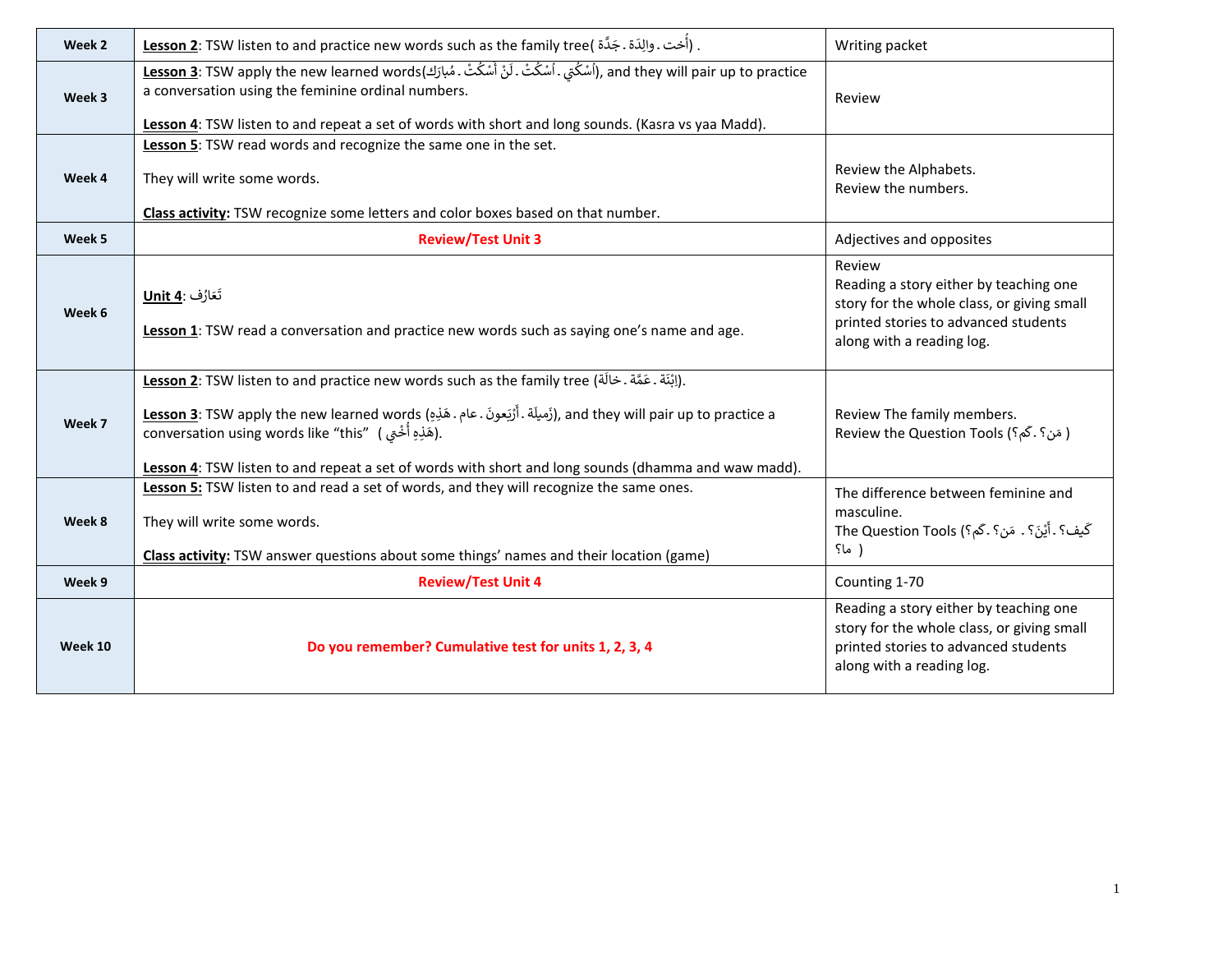| | | |
|---|---|---|
| **Week 2** | **Lesson 2**: TSW listen to and practice new words such as the family tree( أُخت . والِدَة . جَدَّة) . | Writing packet |
| **Week 3** | **Lesson 3**: TSW apply the new learned words(أسْكُتي . اُسْكُتْ . لَنْ أَسْكُتْ . مُبارَك), and they will pair up to practice a conversation using the feminine ordinal numbers.<br><br>**Lesson 4**: TSW listen to and repeat a set of words with short and long sounds. (Kasra vs yaa Madd). | Review |
| **Week 4** | **Lesson 5**: TSW read words and recognize the same one in the set.<br><br>They will write some words.<br><br>**Class activity:** TSW recognize some letters and color boxes based on that number. | Review the Alphabets.<br>Review the numbers. |
| **Week 5** | **Review/Test Unit 3** | Adjectives and opposites |
| **Week 6** | **Unit 4**: تَعارُف<br><br>**Lesson 1**: TSW read a conversation and practice new words such as saying one's name and age. | Review<br>Reading a story either by teaching one story for the whole class, or giving small printed stories to advanced students along with a reading log. |
| **Week 7** | **Lesson 2**: TSW listen to and practice new words such as the family tree (اِبْنَة . عَمَّة . خالَة).<br><br>**Lesson 3**: TSW apply the new learned words (زَميلَة . أَرْبَعونَ . عام . هَذِهِ), and they will pair up to practice a conversation using words like "this" ( هَذِهِ أُخْتِي).<br><br>**Lesson 4**: TSW listen to and repeat a set of words with short and long sounds (dhamma and waw madd). | Review The family members.<br>Review the Question Tools (مَن؟ . كَم؟ ) |
| **Week 8** | **Lesson 5:** TSW listen to and read a set of words, and they will recognize the same ones.<br><br>They will write some words.<br><br>**Class activity:** TSW answer questions about some things' names and their location (game) | The difference between feminine and masculine.<br>The Question Tools (كَيف؟ . أَيْنَ؟ . مَن؟ . كَم؟ ما؟ ) |
| **Week 9** | **Review/Test Unit 4** | Counting 1-70 |
| **Week 10** | **Do you remember? Cumulative test for units 1, 2, 3, 4** | Reading a story either by teaching one story for the whole class, or giving small printed stories to advanced students along with a reading log. |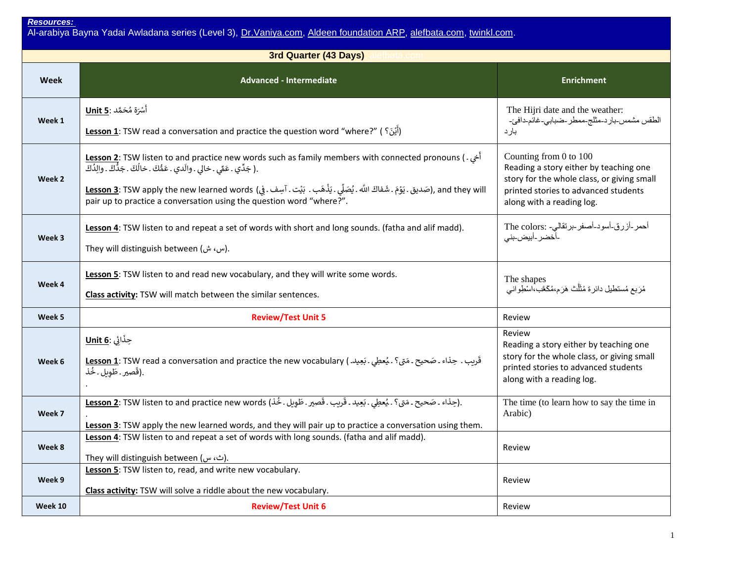***Resources:***
Al-arabiya Bayna Yadai Awladana series (Level 3), Dr.Vaniya.com, Aldeen foundation ARP, alefbata.com, twinkl.com.

| 3rd Quarter (43 Days) | | |
|---|---|---|
| **Week** | **Advanced - Intermediate** | **Enrichment** |
| **Week 1** | **Unit 5**: أُسْرَة مُحَمَّد<br><br>**Lesson 1**: TSW read a conversation and practice the question word "where?" ( أَيْنَ؟) | The Hijri date and the weather:<br>الطقس مشمس-بارد-مثلج-ممطر-ضبابي-غائم-دافئ-بارد |
| **Week 2** | **Lesson 2**: TSW listen to and practice new words such as family members with connected pronouns ( أَخِي . جَدِّي . عَمِّي . خالي . والَدِي . عَمُّكَ . خالُكَ . جَدُّكَ . والِدُكَ ).<br><br>**Lesson 3**: TSW apply the new learned words (صَدِيق . يَوْمَ . شَفاكَ اللّه . يُصَلِّي . يَذْهَب . بَيْت . آسِف . فِي), and they will pair up to practice a conversation using the question word "where?". | Counting from 0 to 100<br>Reading a story either by teaching one story for the whole class, or giving small printed stories to advanced students along with a reading log. |
| **Week 3** | **Lesson 4**: TSW listen to and repeat a set of words with short and long sounds. (fatha and alif madd).<br><br>They will distinguish between (س، ش). | The colors: أحمر-أزرق-أسود-أصفر-برتقالي-أخضر-أبيض-بني |
| **Week 4** | **Lesson 5**: TSW listen to and read new vocabulary, and they will write some words.<br><br>**Class activity:** TSW will match between the similar sentences. | The shapes<br>مُرَبع مُستطيل دائرة مُثَلَّث هَرَم،مُكَعَّب،اسْطِواني |
| **Week 5** | **Review/Test Unit 5** | Review |
| **Week 6** | **Unit 6**: حِذَائِي<br><br>**Lesson 1**: TSW read a conversation and practice the new vocabulary ( قَرِيب . حِذاء . صَحيح . مَتى؟ . يُعطِي . بَعِيد. قَصِير . طَوِيل . خُذ).<br>. | Review<br>Reading a story either by teaching one story for the whole class, or giving small printed stories to advanced students along with a reading log. |
| **Week 7** | **Lesson 2**: TSW listen to and practice new words (حِذاء . صَحيح . مَتى؟ . يُعطِي . بَعِيد . قَرِيب . قَصِير . طَوِيل . خُذ).<br>.<br>**Lesson 3**: TSW apply the new learned words, and they will pair up to practice a conversation using them. | The time (to learn how to say the time in Arabic) |
| **Week 8** | **Lesson 4**: TSW listen to and repeat a set of words with long sounds. (fatha and alif madd).<br><br>They will distinguish between (ث، س). | Review |
| **Week 9** | **Lesson 5**: TSW listen to, read, and write new vocabulary.<br><br>**Class activity:** TSW will solve a riddle about the new vocabulary. | Review |
| **Week 10** | **Review/Test Unit 6** | Review |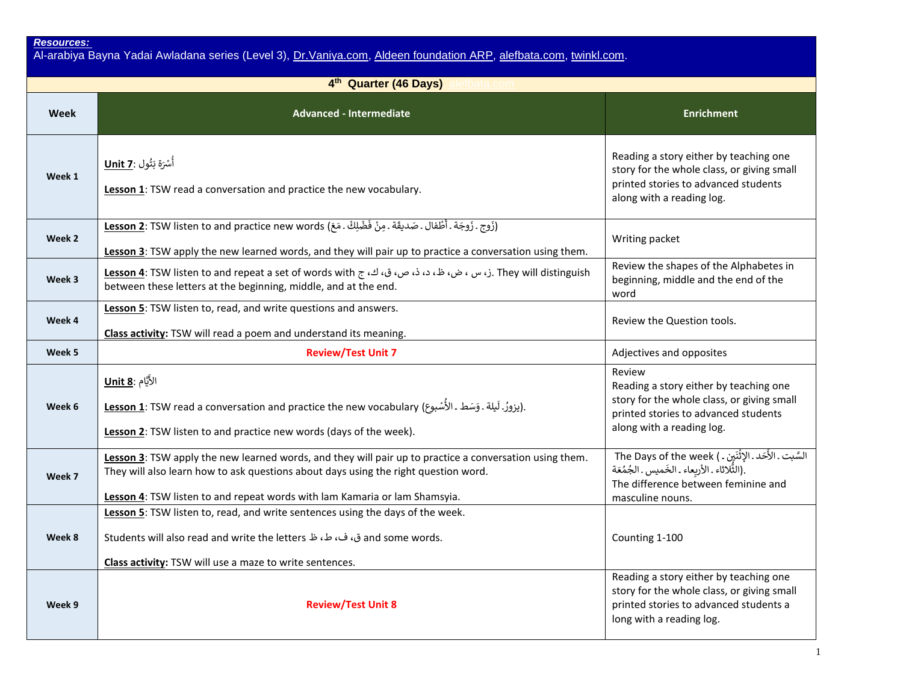***Resources:***
Al-arabiya Bayna Yadai Awladana series (Level 3), Dr.Vaniya.com, Aldeen foundation ARP, alefbata.com, twinkl.com.

| | | |
|---|---|---|
| **4th Quarter (46 Days)** | | |
| **Week** | **Advanced - Intermediate** | **Enrichment** |
| **Week 1** | **Unit 7**: أُسْرَةُ بَتُول<br><br>**Lesson 1**: TSW read a conversation and practice the new vocabulary. | Reading a story either by teaching one story for the whole class, or giving small printed stories to advanced students along with a reading log. |
| **Week 2** | **Lesson 2**: TSW listen to and practice new words (زَوج ـ زَوجَة ـ أَطْفال ـ صَديقَة ـ مِنْ فَضْلِكْ ـ مَعَ)<br><br>**Lesson 3**: TSW apply the new learned words, and they will pair up to practice a conversation using them. | Writing packet |
| **Week 3** | **Lesson 4**: TSW listen to and repeat a set of words with ز، س ، ض، ظ، د، ذ، ص، ق، ك، ج. They will distinguish between these letters at the beginning, middle, and at the end. | Review the shapes of the Alphabetes in beginning, middle and the end of the word |
| **Week 4** | **Lesson 5**: TSW listen to, read, and write questions and answers.<br><br>**Class activity:** TSW will read a poem and understand its meaning. | Review the Question tools. |
| **Week 5** | **Review/Test Unit 7** | Adjectives and opposites |
| **Week 6** | **Unit 8**: الأَيَّام<br><br>**Lesson 1**: TSW read a conversation and practice the new vocabulary (يزورُ ـ لَيلة ـ وَسَط ـ الأُسْبوع).<br><br>**Lesson 2**: TSW listen to and practice new words (days of the week). | Review<br>Reading a story either by teaching one story for the whole class, or giving small printed stories to advanced students along with a reading log. |
| **Week 7** | **Lesson 3**: TSW apply the new learned words, and they will pair up to practice a conversation using them. They will also learn how to ask questions about days using the right question word.<br><br>**Lesson 4**: TSW listen to and repeat words with lam Kamaria or lam Shamsyia. | The Days of the week (السَّبت ـ الأَحَد ـ الإِثْنَين ـ الثُّلاثاء ـ الأَربِعاء ـ الخَميس ـ الجُمُعَة).<br>The difference between feminine and masculine nouns. |
| **Week 8** | **Lesson 5**: TSW listen to, read, and write sentences using the days of the week.<br><br>Students will also read and write the letters ق، ف، ط، ظ and some words.<br><br>**Class activity:** TSW will use a maze to write sentences. | Counting 1-100 |
| **Week 9** | **Review/Test Unit 8** | Reading a story either by teaching one story for the whole class, or giving small printed stories to advanced students a long with a reading log. |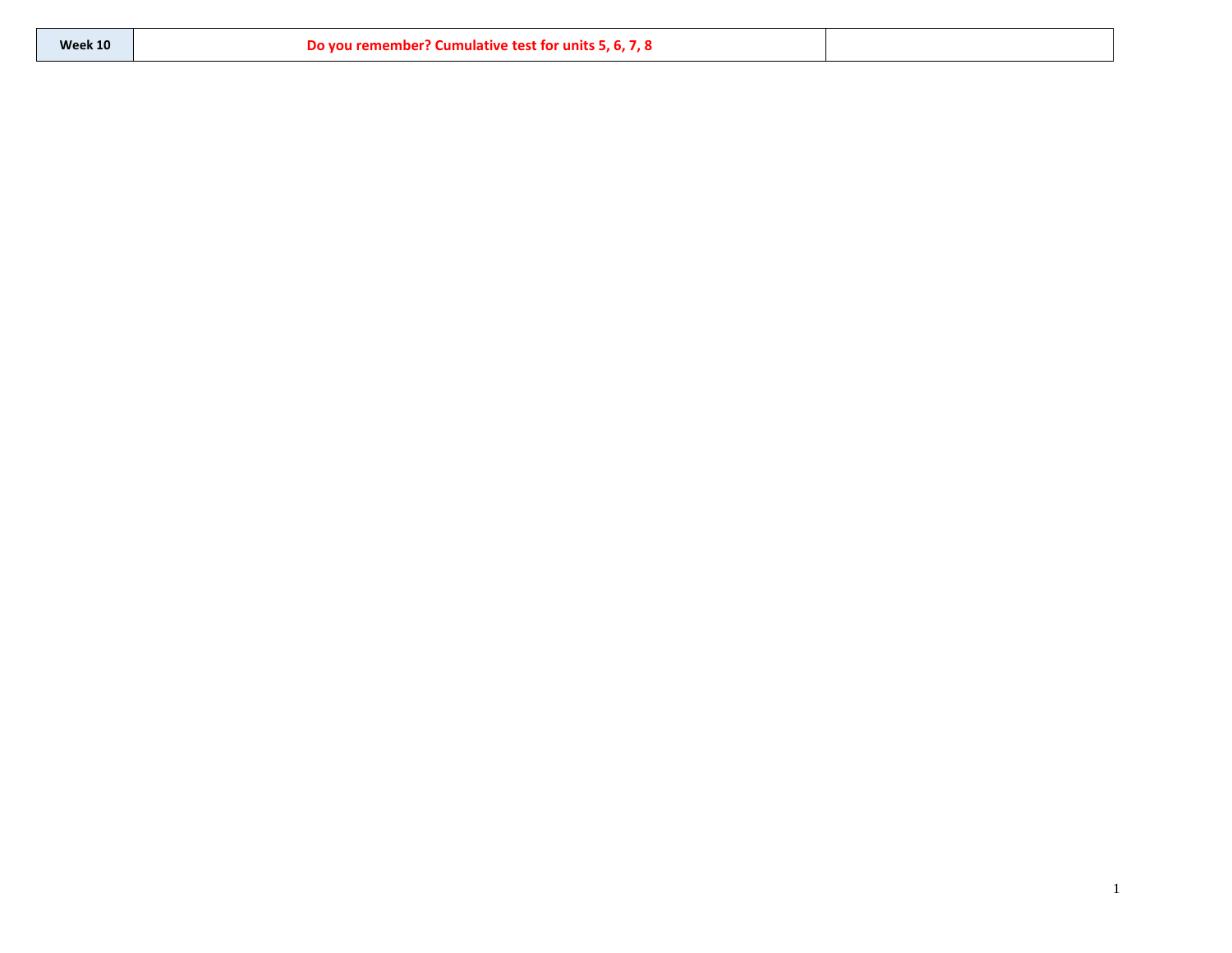| | | |
|---|---|---|
| **Week 10** | **Do you remember? Cumulative test for units 5, 6, 7, 8** | |